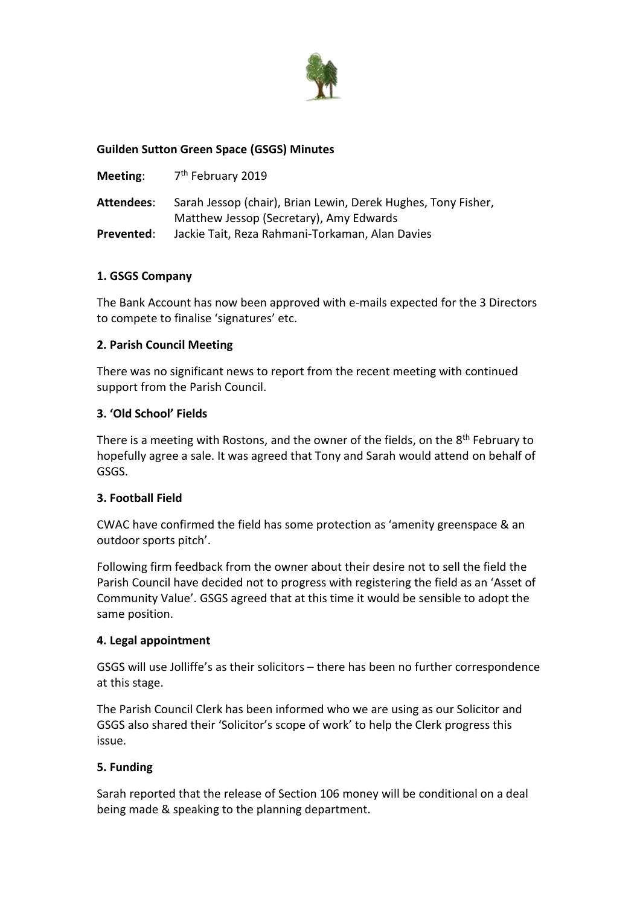**Guilden Sutton Green Space (GSGS) Minutes**

**Meeting**: 7th February 2019

**Attendees**: Sarah Jessop (chair), Brian Lewin, Derek Hughes, Tony Fisher, Matthew Jessop (Secretary), Amy Edwards

**Prevented**: Jackie Tait, Reza Rahmani-Torkaman, Alan Davies

**1. GSGS Company**

The Bank Account has now been approved with e-mails expected for the 3 Directors to compete to finalise 'signatures' etc.

**2. Parish Council Meeting**

There was no significant news to report from the recent meeting with continued support from the Parish Council.

**3. 'Old School' Fields**

There is a meeting with Rostons, and the owner of the fields, on the 8th February to hopefully agree a sale. It was agreed that Tony and Sarah would attend on behalf of GSGS.

**3. Football Field**

CWAC have confirmed the field has some protection as 'amenity greenspace & an outdoor sports pitch'.

Following firm feedback from the owner about their desire not to sell the field the Parish Council have decided not to progress with registering the field as an 'Asset of Community Value'. GSGS agreed that at this time it would be sensible to adopt the same position.

**4. Legal appointment**

GSGS will use Jolliffe's as their solicitors – there has been no further correspondence at this stage.

The Parish Council Clerk has been informed who we are using as our Solicitor and GSGS also shared their 'Solicitor's scope of work' to help the Clerk progress this issue.

**5. Funding**

Sarah reported that the release of Section 106 money will be conditional on a deal being made & speaking to the planning department.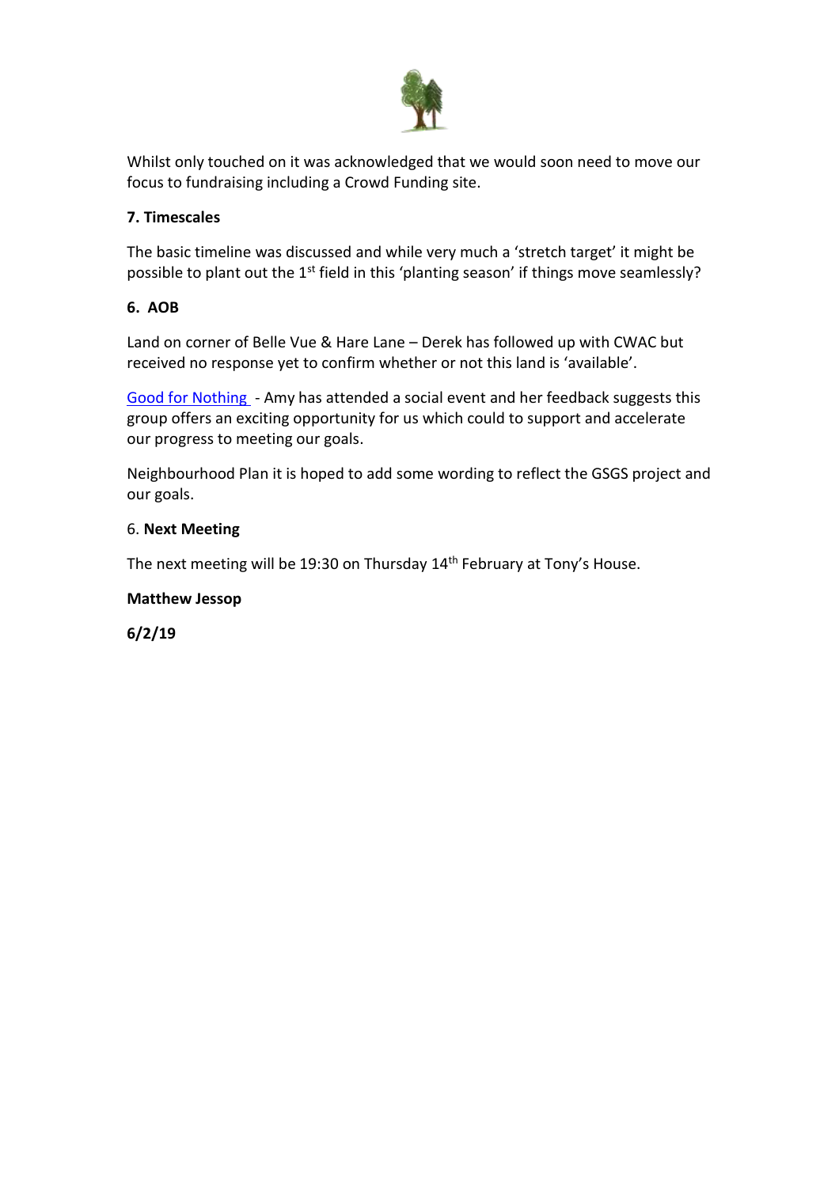Whilst only touched on it was acknowledged that we would soon need to move our focus to fundraising including a Crowd Funding site.

**7. Timescales**

The basic timeline was discussed and while very much a 'stretch target' it might be possible to plant out the 1st field in this 'planting season' if things move seamlessly?

**6. AOB**

Land on corner of Belle Vue & Hare Lane – Derek has followed up with CWAC but received no response yet to confirm whether or not this land is 'available'.

Good for Nothing - Amy has attended a social event and her feedback suggests this group offers an exciting opportunity for us which could to support and accelerate our progress to meeting our goals.

Neighbourhood Plan it is hoped to add some wording to reflect the GSGS project and our goals.

6. **Next Meeting**

The next meeting will be 19:30 on Thursday 14th February at Tony's House.

**Matthew Jessop**

**6/2/19**